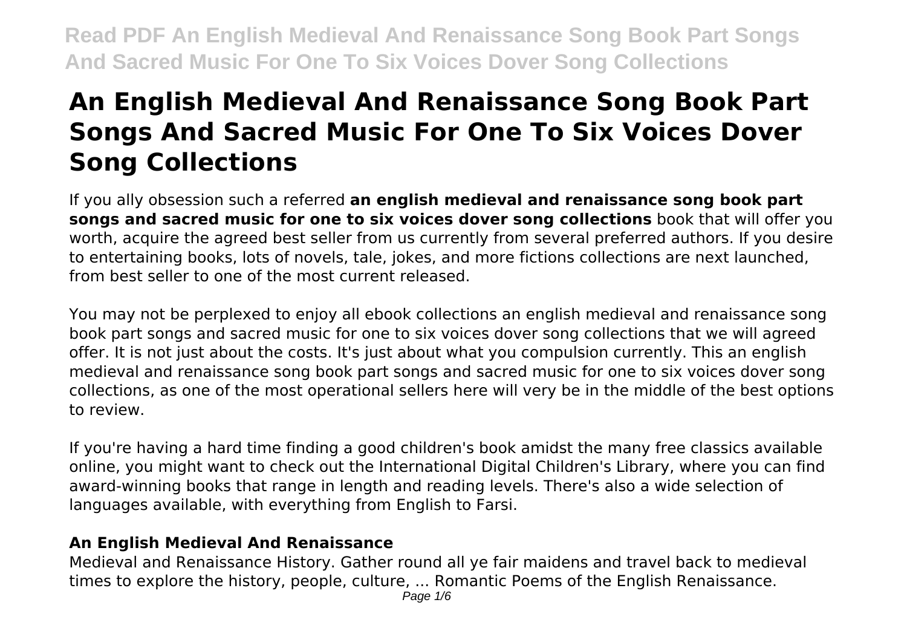# An English Medieval And Renaissance Song Book Part Songs And Sacred Music For One To Six Voices Dover Song Collections

If you ally obsession such a referred **an english medieval and renaissance song book part songs and sacred music for one to six voices dover song collections** book that will offer you worth, acquire the agreed best seller from us currently from several preferred authors. If you desire to entertaining books, lots of novels, tale, jokes, and more fictions collections are next launched, from best seller to one of the most current released.

You may not be perplexed to enjoy all ebook collections an english medieval and renaissance song book part songs and sacred music for one to six voices dover song collections that we will agreed offer. It is not just about the costs. It's just about what you compulsion currently. This an english medieval and renaissance song book part songs and sacred music for one to six voices dover song collections, as one of the most operational sellers here will very be in the middle of the best options to review.

If you're having a hard time finding a good children's book amidst the many free classics available online, you might want to check out the International Digital Children's Library, where you can find award-winning books that range in length and reading levels. There's also a wide selection of languages available, with everything from English to Farsi.

## An English Medieval And Renaissance

Medieval and Renaissance History. Gather round all ye fair maidens and travel back to medieval times to explore the history, people, culture, ... Romantic Poems of the English Renaissance.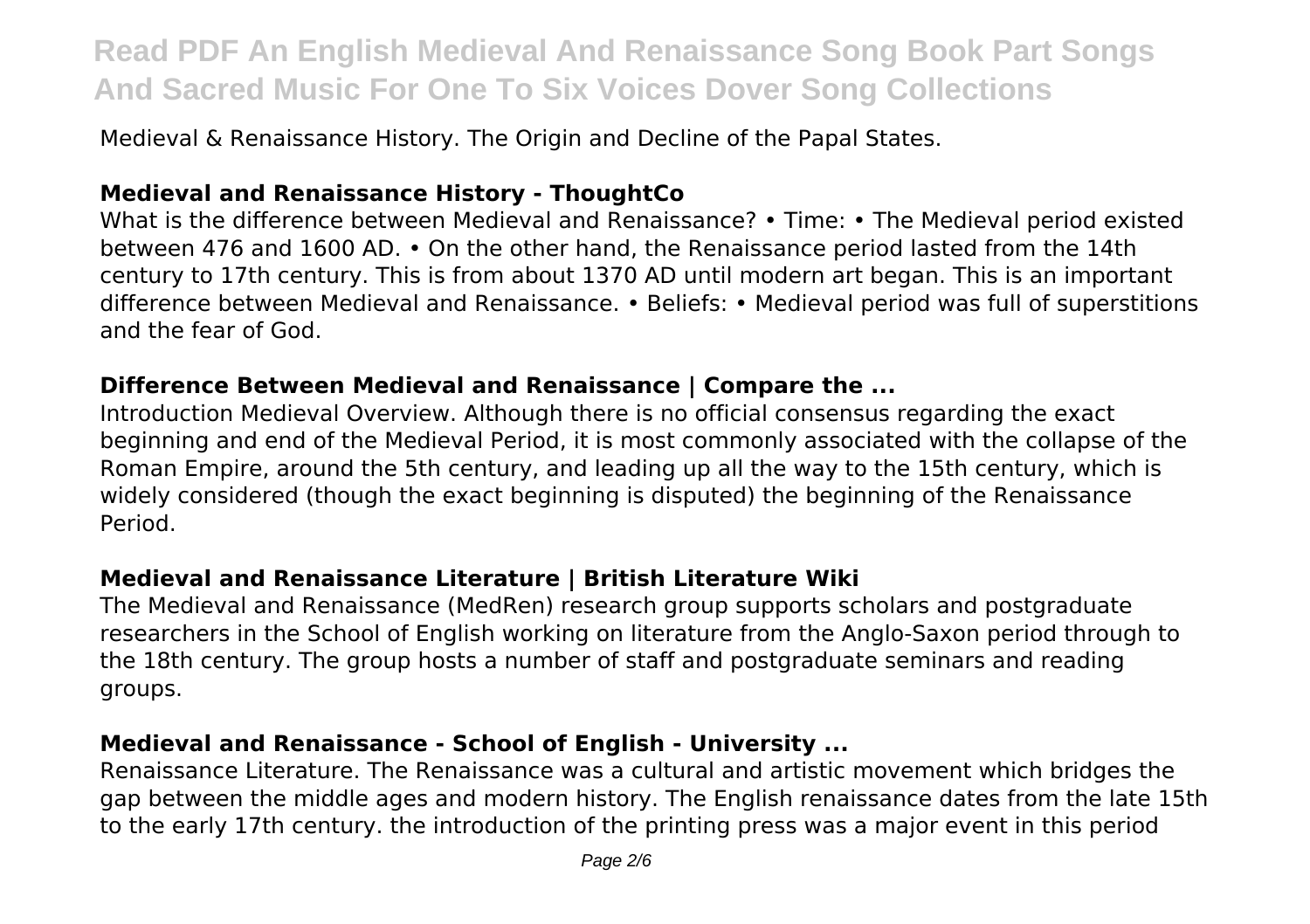Medieval & Renaissance History. The Origin and Decline of the Papal States.

### **Medieval and Renaissance History - ThoughtCo**

What is the difference between Medieval and Renaissance? • Time: • The Medieval period existed between 476 and 1600 AD. • On the other hand, the Renaissance period lasted from the 14th century to 17th century. This is from about 1370 AD until modern art began. This is an important difference between Medieval and Renaissance. • Beliefs: • Medieval period was full of superstitions and the fear of God.

### **Difference Between Medieval and Renaissance | Compare the ...**

Introduction Medieval Overview. Although there is no official consensus regarding the exact beginning and end of the Medieval Period, it is most commonly associated with the collapse of the Roman Empire, around the 5th century, and leading up all the way to the 15th century, which is widely considered (though the exact beginning is disputed) the beginning of the Renaissance Period.

### **Medieval and Renaissance Literature | British Literature Wiki**

The Medieval and Renaissance (MedRen) research group supports scholars and postgraduate researchers in the School of English working on literature from the Anglo-Saxon period through to the 18th century. The group hosts a number of staff and postgraduate seminars and reading groups.

### **Medieval and Renaissance - School of English - University ...**

Renaissance Literature. The Renaissance was a cultural and artistic movement which bridges the gap between the middle ages and modern history. The English renaissance dates from the late 15th to the early 17th century. the introduction of the printing press was a major event in this period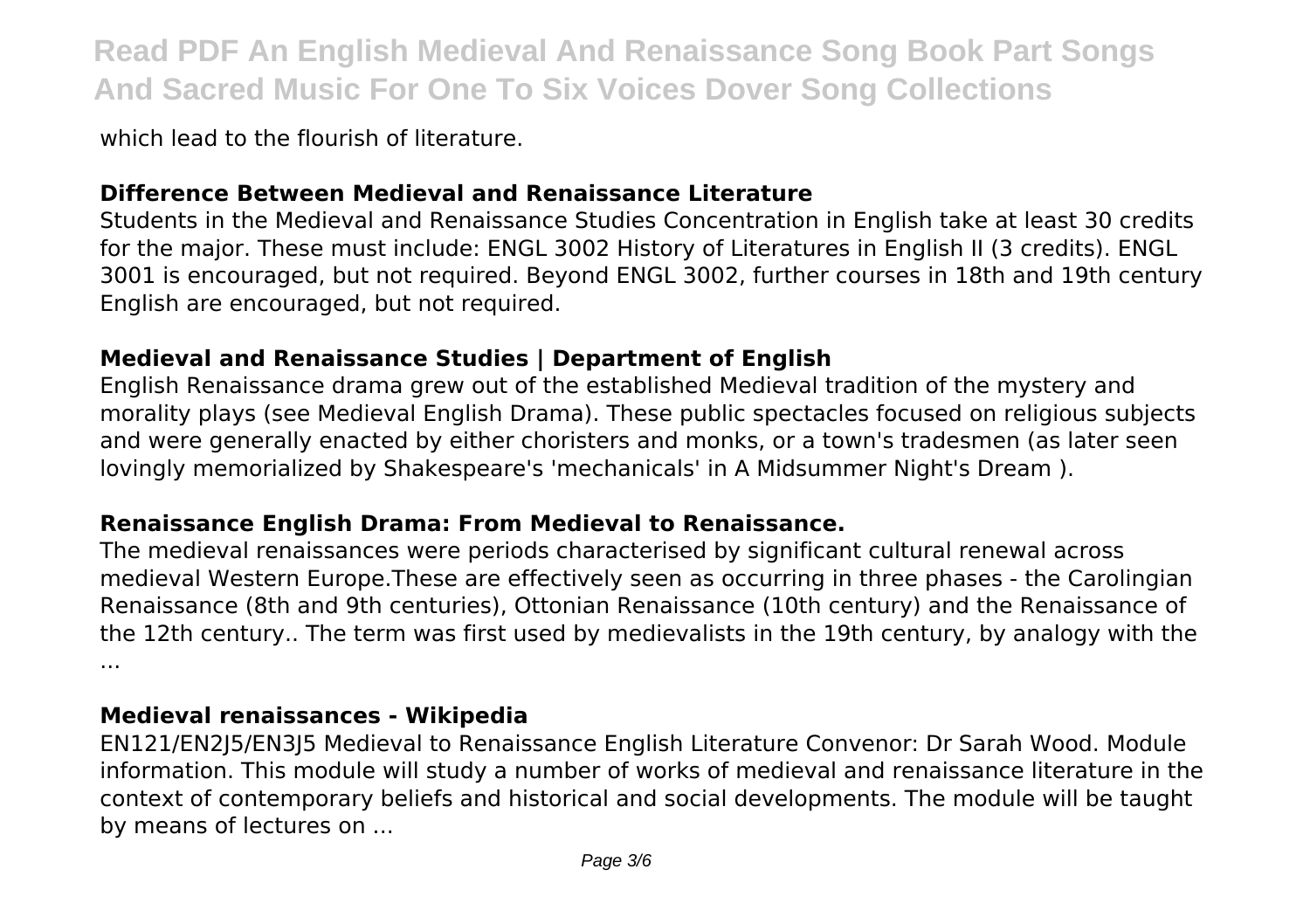which lead to the flourish of literature.

### Difference Between Medieval and Renaissance Literature

Students in the Medieval and Renaissance Studies Concentration in English take at least 30 credits for the major. These must include: ENGL 3002 History of Literatures in English II (3 credits). ENGL 3001 is encouraged, but not required. Beyond ENGL 3002, further courses in 18th and 19th century English are encouraged, but not required.

### Medieval and Renaissance Studies | Department of English

English Renaissance drama grew out of the established Medieval tradition of the mystery and morality plays (see Medieval English Drama). These public spectacles focused on religious subjects and were generally enacted by either choristers and monks, or a town's tradesmen (as later seen lovingly memorialized by Shakespeare's 'mechanicals' in A Midsummer Night's Dream ).

### Renaissance English Drama: From Medieval to Renaissance.

The medieval renaissances were periods characterised by significant cultural renewal across medieval Western Europe.These are effectively seen as occurring in three phases - the Carolingian Renaissance (8th and 9th centuries), Ottonian Renaissance (10th century) and the Renaissance of the 12th century.. The term was first used by medievalists in the 19th century, by analogy with the ...

### Medieval renaissances - Wikipedia

EN121/EN2J5/EN3J5 Medieval to Renaissance English Literature Convenor: Dr Sarah Wood. Module information. This module will study a number of works of medieval and renaissance literature in the context of contemporary beliefs and historical and social developments. The module will be taught by means of lectures on ...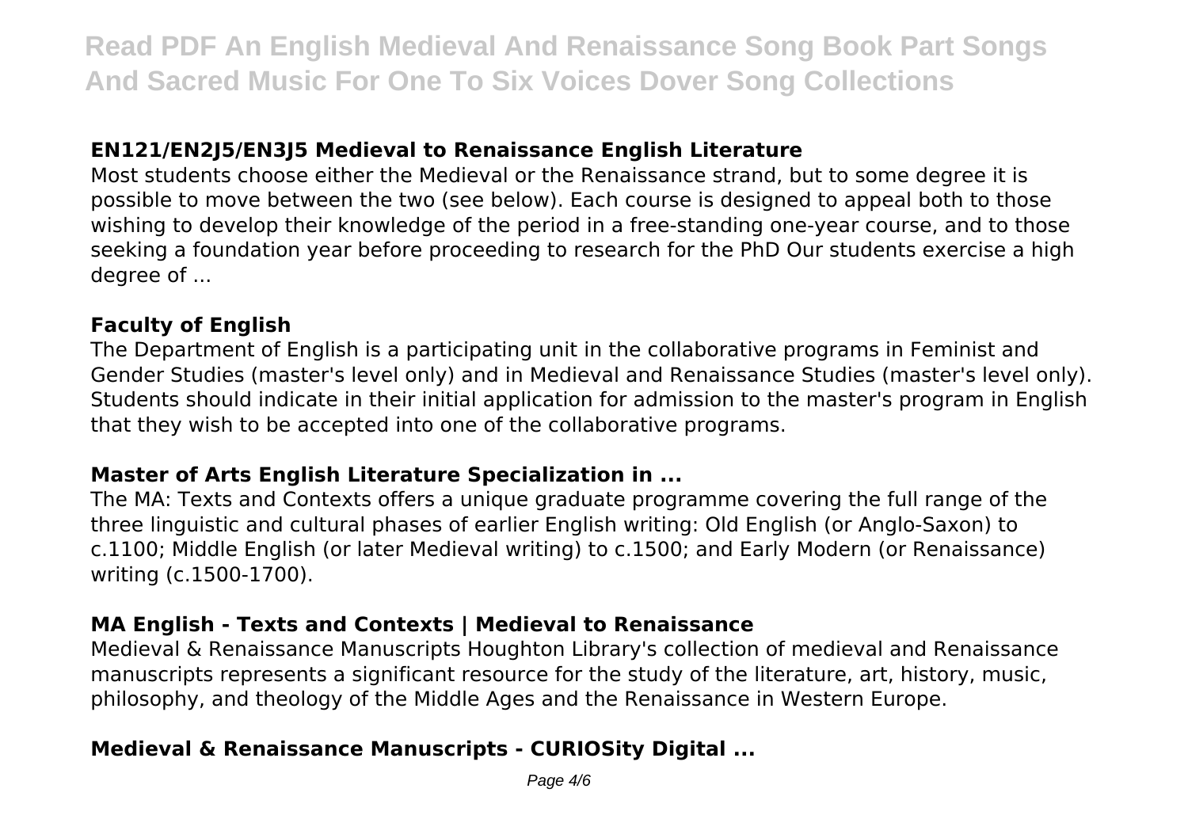### EN121/EN2J5/EN3J5 Medieval to Renaissance English Literature

Most students choose either the Medieval or the Renaissance strand, but to some degree it is possible to move between the two (see below). Each course is designed to appeal both to those wishing to develop their knowledge of the period in a free-standing one-year course, and to those seeking a foundation year before proceeding to research for the PhD Our students exercise a high degree of ...

### Faculty of English

The Department of English is a participating unit in the collaborative programs in Feminist and Gender Studies (master's level only) and in Medieval and Renaissance Studies (master's level only). Students should indicate in their initial application for admission to the master's program in English that they wish to be accepted into one of the collaborative programs.

### Master of Arts English Literature Specialization in ...

The MA: Texts and Contexts offers a unique graduate programme covering the full range of the three linguistic and cultural phases of earlier English writing: Old English (or Anglo-Saxon) to c.1100; Middle English (or later Medieval writing) to c.1500; and Early Modern (or Renaissance) writing (c.1500-1700).

### MA English - Texts and Contexts | Medieval to Renaissance

Medieval & Renaissance Manuscripts Houghton Library's collection of medieval and Renaissance manuscripts represents a significant resource for the study of the literature, art, history, music, philosophy, and theology of the Middle Ages and the Renaissance in Western Europe.

### Medieval & Renaissance Manuscripts - CURIOSity Digital ...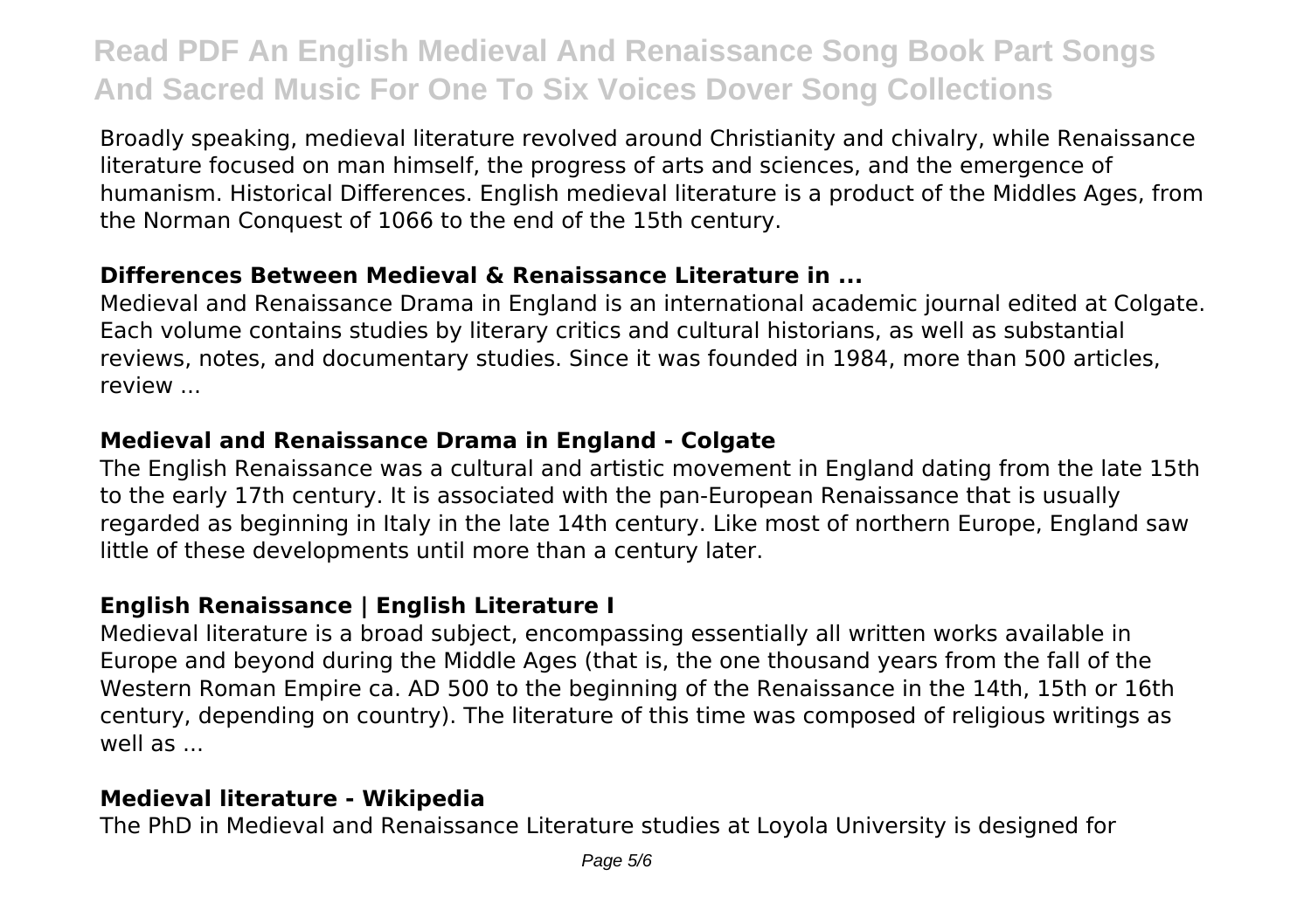Broadly speaking, medieval literature revolved around Christianity and chivalry, while Renaissance literature focused on man himself, the progress of arts and sciences, and the emergence of humanism. Historical Differences. English medieval literature is a product of the Middles Ages, from the Norman Conquest of 1066 to the end of the 15th century.

### **Differences Between Medieval & Renaissance Literature in ...**

Medieval and Renaissance Drama in England is an international academic journal edited at Colgate. Each volume contains studies by literary critics and cultural historians, as well as substantial reviews, notes, and documentary studies. Since it was founded in 1984, more than 500 articles, review ...

### **Medieval and Renaissance Drama in England - Colgate**

The English Renaissance was a cultural and artistic movement in England dating from the late 15th to the early 17th century. It is associated with the pan-European Renaissance that is usually regarded as beginning in Italy in the late 14th century. Like most of northern Europe, England saw little of these developments until more than a century later.

### **English Renaissance | English Literature I**

Medieval literature is a broad subject, encompassing essentially all written works available in Europe and beyond during the Middle Ages (that is, the one thousand years from the fall of the Western Roman Empire ca. AD 500 to the beginning of the Renaissance in the 14th, 15th or 16th century, depending on country). The literature of this time was composed of religious writings as well as ...

### **Medieval literature - Wikipedia**

The PhD in Medieval and Renaissance Literature studies at Loyola University is designed for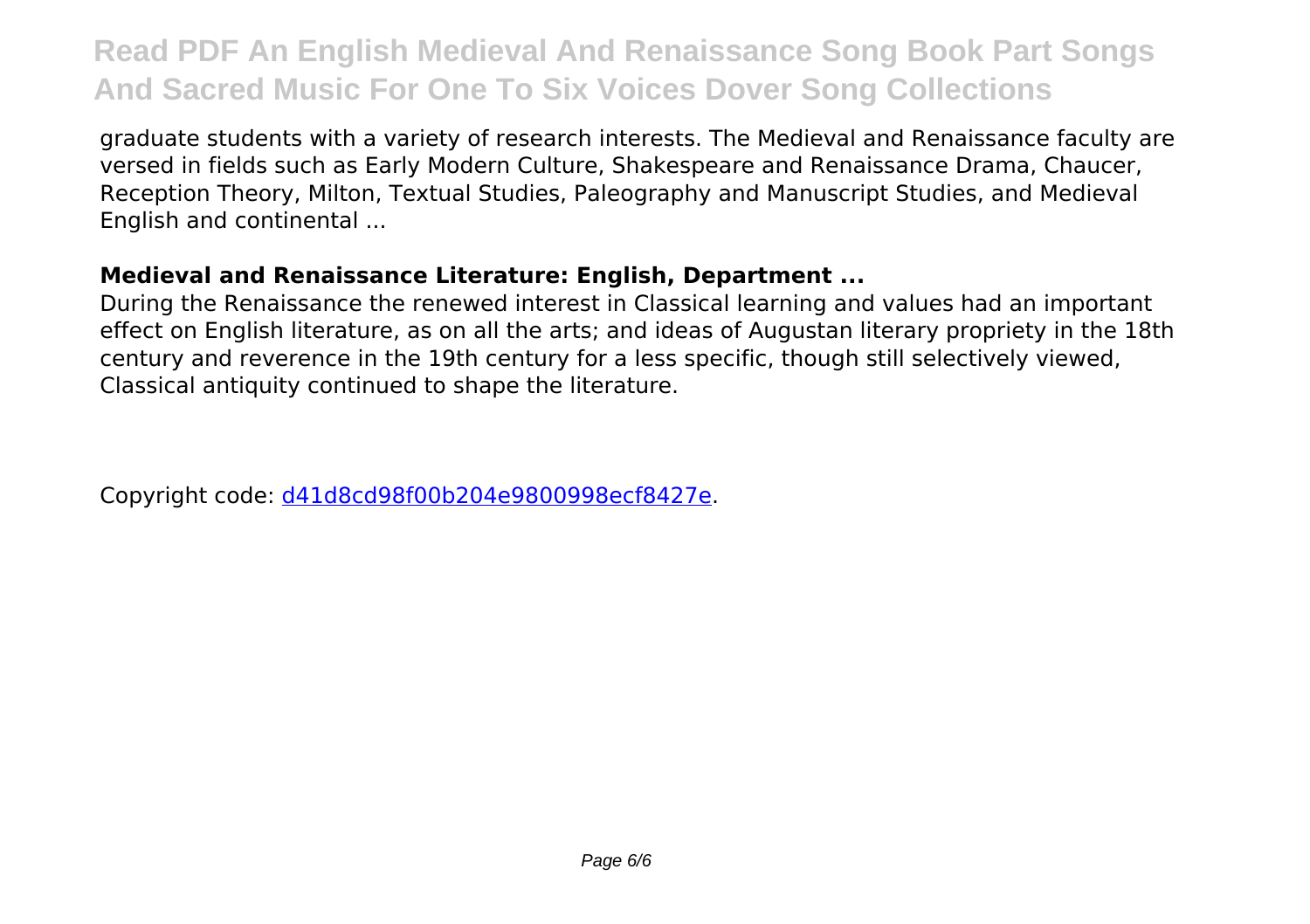graduate students with a variety of research interests. The Medieval and Renaissance faculty are versed in fields such as Early Modern Culture, Shakespeare and Renaissance Drama, Chaucer, Reception Theory, Milton, Textual Studies, Paleography and Manuscript Studies, and Medieval English and continental ...

**Medieval and Renaissance Literature: English, Department ...**

During the Renaissance the renewed interest in Classical learning and values had an important effect on English literature, as on all the arts; and ideas of Augustan literary propriety in the 18th century and reverence in the 19th century for a less specific, though still selectively viewed, Classical antiquity continued to shape the literature.

Copyright code: d41d8cd98f00b204e9800998ecf8427e.